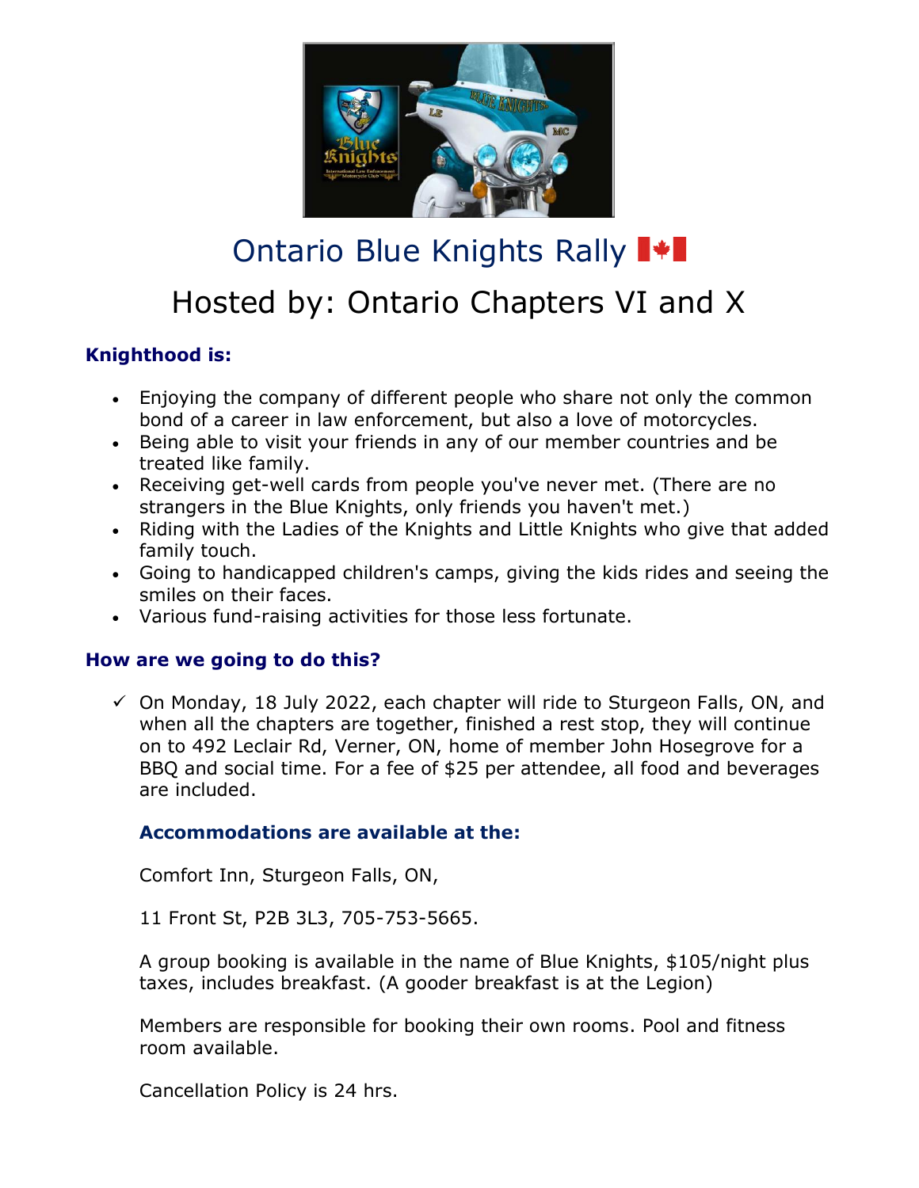# Ontario Blue Knights Rally 🇨🇦

## Hosted by: Ontario Chapters VI and X

### Knighthood is:

- Enjoying the company of different people who share not only the common bond of a career in law enforcement, but also a love of motorcycles.
- Being able to visit your friends in any of our member countries and be treated like family.
- Receiving get-well cards from people you've never met. (There are no strangers in the Blue Knights, only friends you haven't met.)
- Riding with the Ladies of the Knights and Little Knights who give that added family touch.
- Going to handicapped children's camps, giving the kids rides and seeing the smiles on their faces.
- Various fund-raising activities for those less fortunate.

### How are we going to do this?

✓ On Monday, 18 July 2022, each chapter will ride to Sturgeon Falls, ON, and when all the chapters are together, finished a rest stop, they will continue on to 492 Leclair Rd, Verner, ON, home of member John Hosegrove for a BBQ and social time. For a fee of $25 per attendee, all food and beverages are included.

**Accommodations are available at the:**

Comfort Inn, Sturgeon Falls, ON,

11 Front St, P2B 3L3, 705-753-5665.

A group booking is available in the name of Blue Knights, $105/night plus taxes, includes breakfast. (A gooder breakfast is at the Legion)

Members are responsible for booking their own rooms. Pool and fitness room available.

Cancellation Policy is 24 hrs.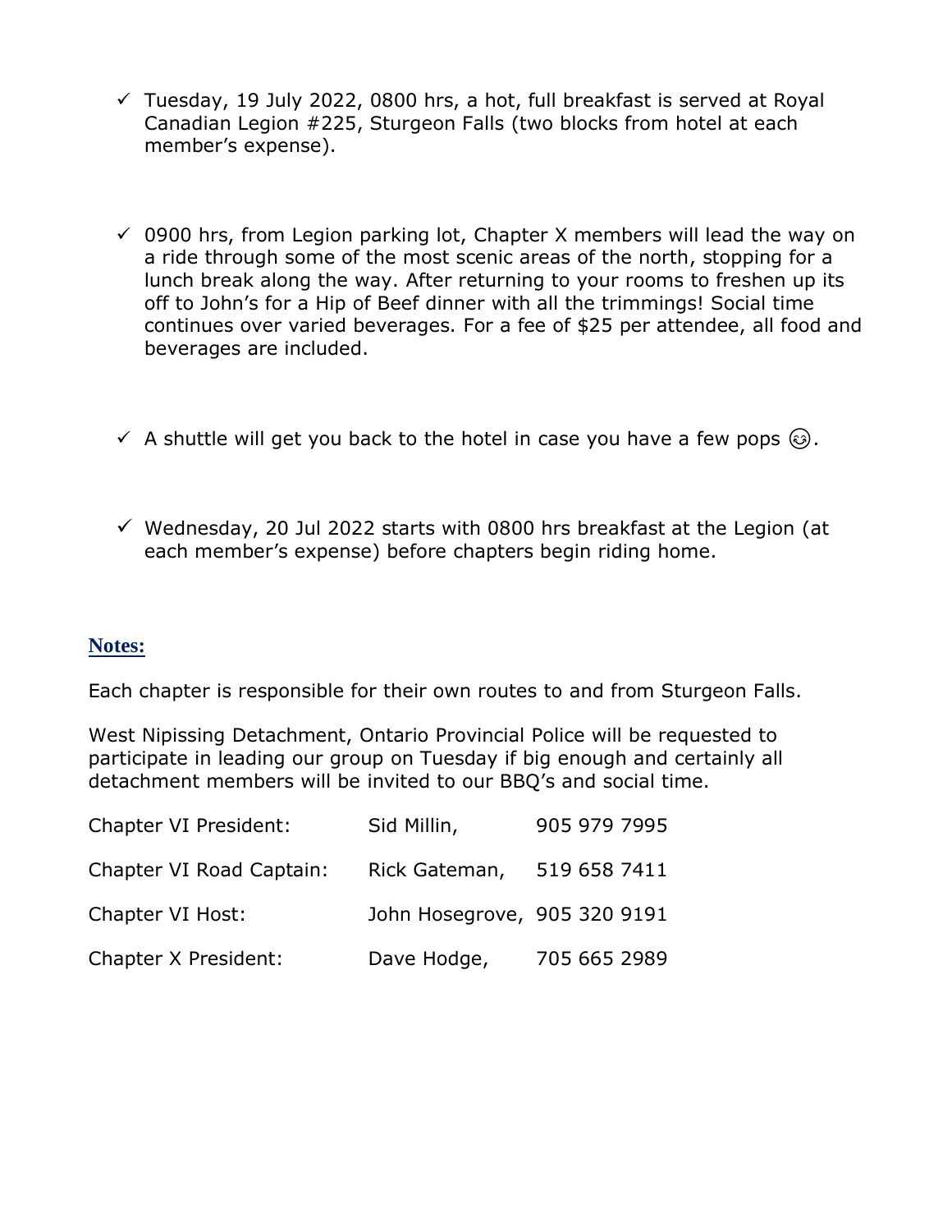- ✓ Tuesday, 19 July 2022, 0800 hrs, a hot, full breakfast is served at Royal Canadian Legion #225, Sturgeon Falls (two blocks from hotel at each member's expense).

- ✓ 0900 hrs, from Legion parking lot, Chapter X members will lead the way on a ride through some of the most scenic areas of the north, stopping for a lunch break along the way. After returning to your rooms to freshen up its off to John's for a Hip of Beef dinner with all the trimmings! Social time continues over varied beverages. For a fee of $25 per attendee, all food and beverages are included.

- ✓ A shuttle will get you back to the hotel in case you have a few pops 😉.

- ✓ Wednesday, 20 Jul 2022 starts with 0800 hrs breakfast at the Legion (at each member's expense) before chapters begin riding home.

## Notes:

Each chapter is responsible for their own routes to and from Sturgeon Falls.

West Nipissing Detachment, Ontario Provincial Police will be requested to participate in leading our group on Tuesday if big enough and certainly all detachment members will be invited to our BBQ's and social time.

| | | |
|---|---|---|
| Chapter VI President: | Sid Millin, | 905 979 7995 |
| Chapter VI Road Captain: | Rick Gateman, | 519 658 7411 |
| Chapter VI Host: | John Hosegrove, | 905 320 9191 |
| Chapter X President: | Dave Hodge, | 705 665 2989 |